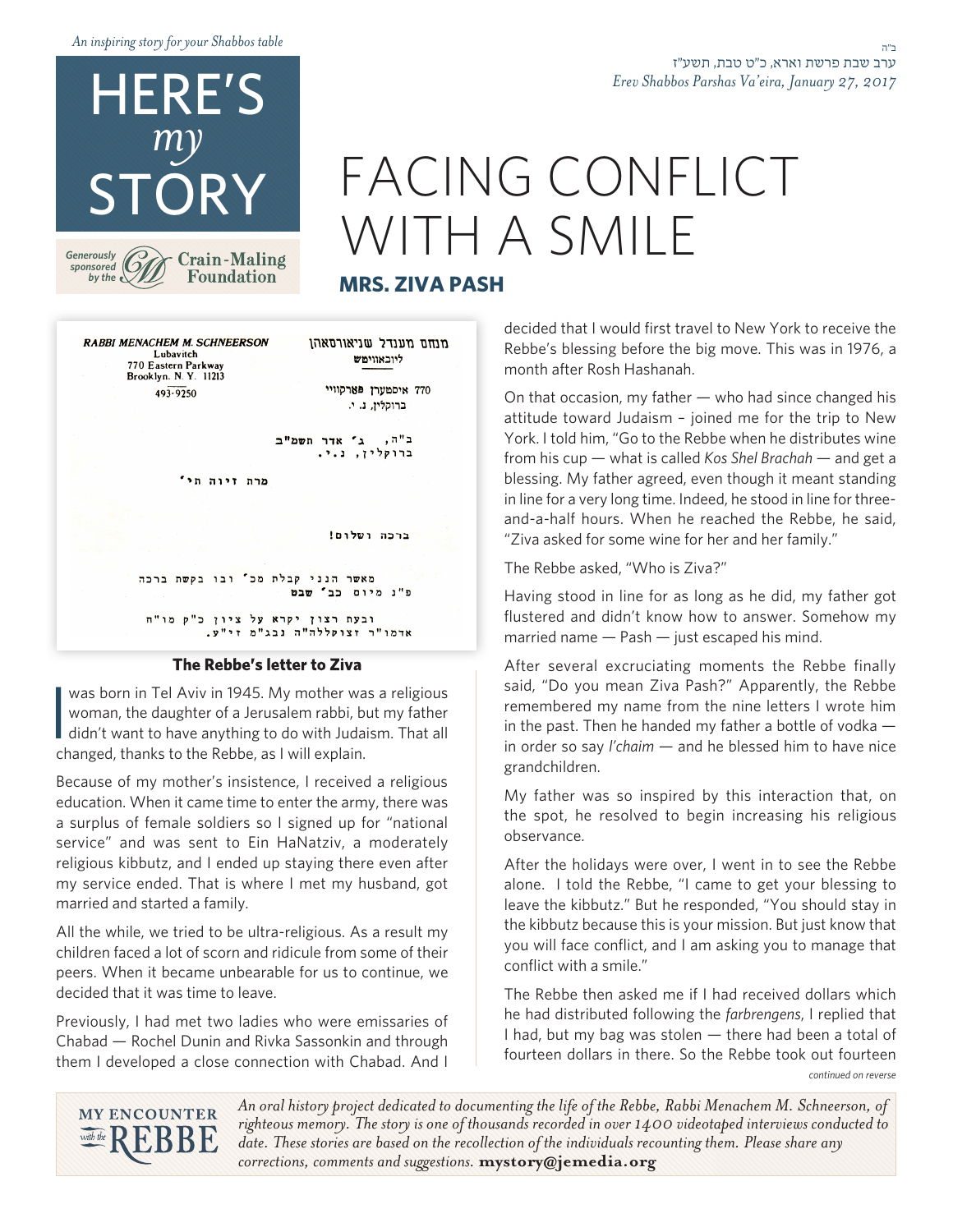*An inspiring story for your Shabbos table*

# HERE'S *my* STORY

Generously sponsored by the Crain-Maling Foundation

ב"ה
ערב שבת פרשת וארא, כ"ט טבת, תשע"ז
*Erev Shabbos Parshas Va'eira, January 27, 2017*

# FACING CONFLICT WITH A SMILE

## MRS. ZIVA PASH

RABBI MENACHEM M. SCHNEERSON
Lubavitch
770 Eastern Parkway
Brooklyn, N. Y. 11213
493-9250

מנחם מענדל שניאורסאהן
ליובאוויטש
770 איסטערן פארקוויי
ברוקלין, נ. י.

ב"ה, ג' אדר תשמ"ב
ברוקלין, נ.י.

מרת זיוה תי'

ברכה ושלום!

מאשר הנני קבלת מכ' ובו בקשת ברכה
פ"נ מיום כב' שבט

ובעת רצון יקרא על ציון כ"ק מו"ח
אדמו"ר זצוקללה"ה נבג"מ זי"ע.

**The Rebbe's letter to Ziva**

I was born in Tel Aviv in 1945. My mother was a religious woman, the daughter of a Jerusalem rabbi, but my father didn't want to have anything to do with Judaism. That all changed, thanks to the Rebbe, as I will explain.

Because of my mother's insistence, I received a religious education. When it came time to enter the army, there was a surplus of female soldiers so I signed up for "national service" and was sent to Ein HaNatziv, a moderately religious kibbutz, and I ended up staying there even after my service ended. That is where I met my husband, got married and started a family.

All the while, we tried to be ultra-religious. As a result my children faced a lot of scorn and ridicule from some of their peers. When it became unbearable for us to continue, we decided that it was time to leave.

Previously, I had met two ladies who were emissaries of Chabad — Rochel Dunin and Rivka Sassonkin and through them I developed a close connection with Chabad. And I decided that I would first travel to New York to receive the Rebbe's blessing before the big move. This was in 1976, a month after Rosh Hashanah.

On that occasion, my father — who had since changed his attitude toward Judaism – joined me for the trip to New York. I told him, "Go to the Rebbe when he distributes wine from his cup — what is called *Kos Shel Brachah* — and get a blessing. My father agreed, even though it meant standing in line for a very long time. Indeed, he stood in line for three-and-a-half hours. When he reached the Rebbe, he said, "Ziva asked for some wine for her and her family."

The Rebbe asked, "Who is Ziva?"

Having stood in line for as long as he did, my father got flustered and didn't know how to answer. Somehow my married name — Pash — just escaped his mind.

After several excruciating moments the Rebbe finally said, "Do you mean Ziva Pash?" Apparently, the Rebbe remembered my name from the nine letters I wrote him in the past. Then he handed my father a bottle of vodka — in order so say *l'chaim* — and he blessed him to have nice grandchildren.

My father was so inspired by this interaction that, on the spot, he resolved to begin increasing his religious observance.

After the holidays were over, I went in to see the Rebbe alone. I told the Rebbe, "I came to get your blessing to leave the kibbutz." But he responded, "You should stay in the kibbutz because this is your mission. But just know that you will face conflict, and I am asking you to manage that conflict with a smile."

The Rebbe then asked me if I had received dollars which he had distributed following the *farbrengens*, I replied that I had, but my bag was stolen — there had been a total of fourteen dollars in there. So the Rebbe took out fourteen

*continued on reverse*

MY ENCOUNTER with the REBBE

*An oral history project dedicated to documenting the life of the Rebbe, Rabbi Menachem M. Schneerson, of righteous memory. The story is one of thousands recorded in over 1400 videotaped interviews conducted to date. These stories are based on the recollection of the individuals recounting them. Please share any corrections, comments and suggestions.* **mystory@jemedia.org**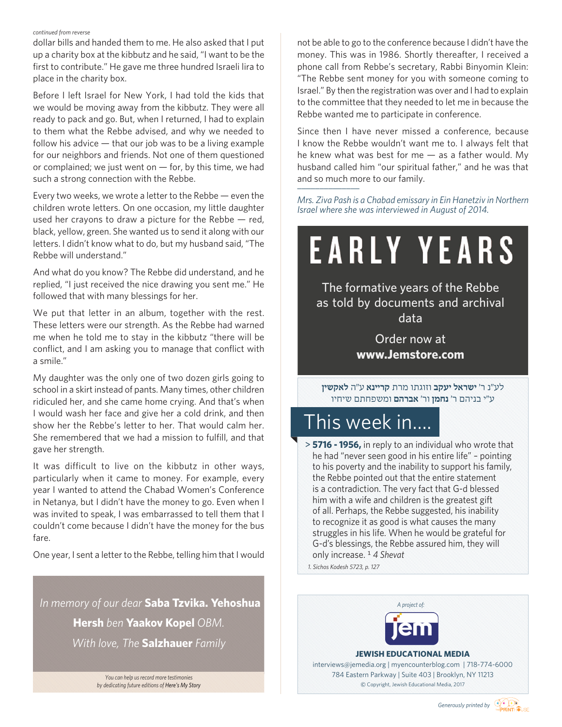*continued from reverse*

dollar bills and handed them to me. He also asked that I put up a charity box at the kibbutz and he said, "I want to be the first to contribute." He gave me three hundred Israeli lira to place in the charity box.

Before I left Israel for New York, I had told the kids that we would be moving away from the kibbutz. They were all ready to pack and go. But, when I returned, I had to explain to them what the Rebbe advised, and why we needed to follow his advice — that our job was to be a living example for our neighbors and friends. Not one of them questioned or complained; we just went on — for, by this time, we had such a strong connection with the Rebbe.

Every two weeks, we wrote a letter to the Rebbe — even the children wrote letters. On one occasion, my little daughter used her crayons to draw a picture for the Rebbe — red, black, yellow, green. She wanted us to send it along with our letters. I didn't know what to do, but my husband said, "The Rebbe will understand."

And what do you know? The Rebbe did understand, and he replied, "I just received the nice drawing you sent me." He followed that with many blessings for her.

We put that letter in an album, together with the rest. These letters were our strength. As the Rebbe had warned me when he told me to stay in the kibbutz "there will be conflict, and I am asking you to manage that conflict with a smile."

My daughter was the only one of two dozen girls going to school in a skirt instead of pants. Many times, other children ridiculed her, and she came home crying. And that's when I would wash her face and give her a cold drink, and then show her the Rebbe's letter to her. That would calm her. She remembered that we had a mission to fulfill, and that gave her strength.

It was difficult to live on the kibbutz in other ways, particularly when it came to money. For example, every year I wanted to attend the Chabad Women's Conference in Netanya, but I didn't have the money to go. Even when I was invited to speak, I was embarrassed to tell them that I couldn't come because I didn't have the money for the bus fare.

One year, I sent a letter to the Rebbe, telling him that I would not be able to go to the conference because I didn't have the money. This was in 1986. Shortly thereafter, I received a phone call from Rebbe's secretary, Rabbi Binyomin Klein: "The Rebbe sent money for you with someone coming to Israel." By then the registration was over and I had to explain to the committee that they needed to let me in because the Rebbe wanted me to participate in conference.

Since then I have never missed a conference, because I know the Rebbe wouldn't want me to. I always felt that he knew what was best for me — as a father would. My husband called him "our spiritual father," and he was that and so much more to our family.

---

*Mrs. Ziva Pash is a Chabad emissary in Ein Hanetziv in Northern Israel where she was interviewed in August of 2014.*

*In memory of our dear* **Saba Tzvika. Yehoshua Hersh** *ben* **Yaakov Kopel** *OBM.*
*With love, The* **Salzhauer** *Family*

*You can help us record more testimonies by dedicating future editions of* ***Here's My Story***

# EARLY YEARS

The formative years of the Rebbe as told by documents and archival data

Order now at
**www.Jemstore.com**

לע"נ ר' **ישראל יעקב** וזוגתו מרת **קריינא** ע"ה **לאקשין**
ע"י בניהם ר' **נחמן** ור' **אברהם** ומשפחתם שיחיו

## This week in....

> **5716 - 1956,** in reply to an individual who wrote that he had "never seen good in his entire life" – pointing to his poverty and the inability to support his family, the Rebbe pointed out that the entire statement is a contradiction. The very fact that G-d blessed him with a wife and children is the greatest gift of all. Perhaps, the Rebbe suggested, his inability to recognize it as good is what causes the many struggles in his life. When he would be grateful for G-d's blessings, the Rebbe assured him, they will only increase. [1] *4 Shevat*

*1. Sichos Kodesh 5723, p. 127*

*A project of:*

jem

**JEWISH EDUCATIONAL MEDIA**
interviews@jemedia.org | myencounterblog.com | 718-774-6000
784 Eastern Parkway | Suite 403 | Brooklyn, NY 11213
© Copyright, Jewish Educational Media, 2017

*Generously printed by* PRINT HOUSE